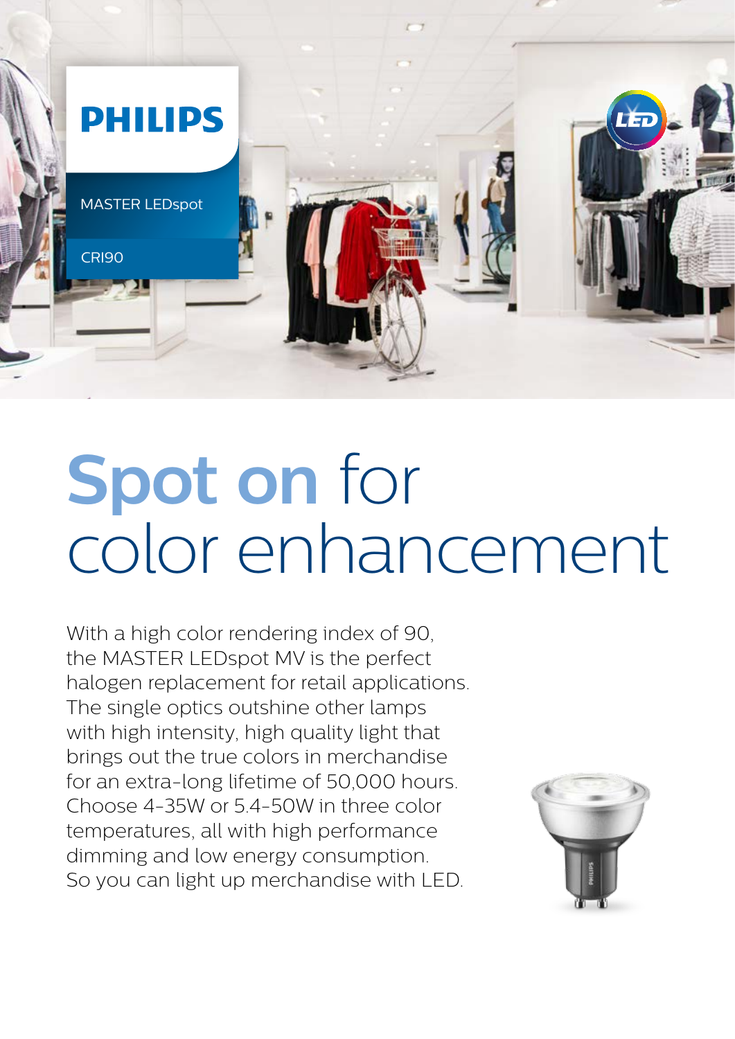PHILIPS

MASTER LEDspot

CRI90

# Spot on for color enhancement

With a high color rendering index of 90, the MASTER LEDspot MV is the perfect halogen replacement for retail applications. The single optics outshine other lamps with high intensity, high quality light that brings out the true colors in merchandise for an extra-long lifetime of 50,000 hours. Choose 4-35W or 5.4-50W in three color temperatures, all with high performance dimming and low energy consumption. So you can light up merchandise with LED.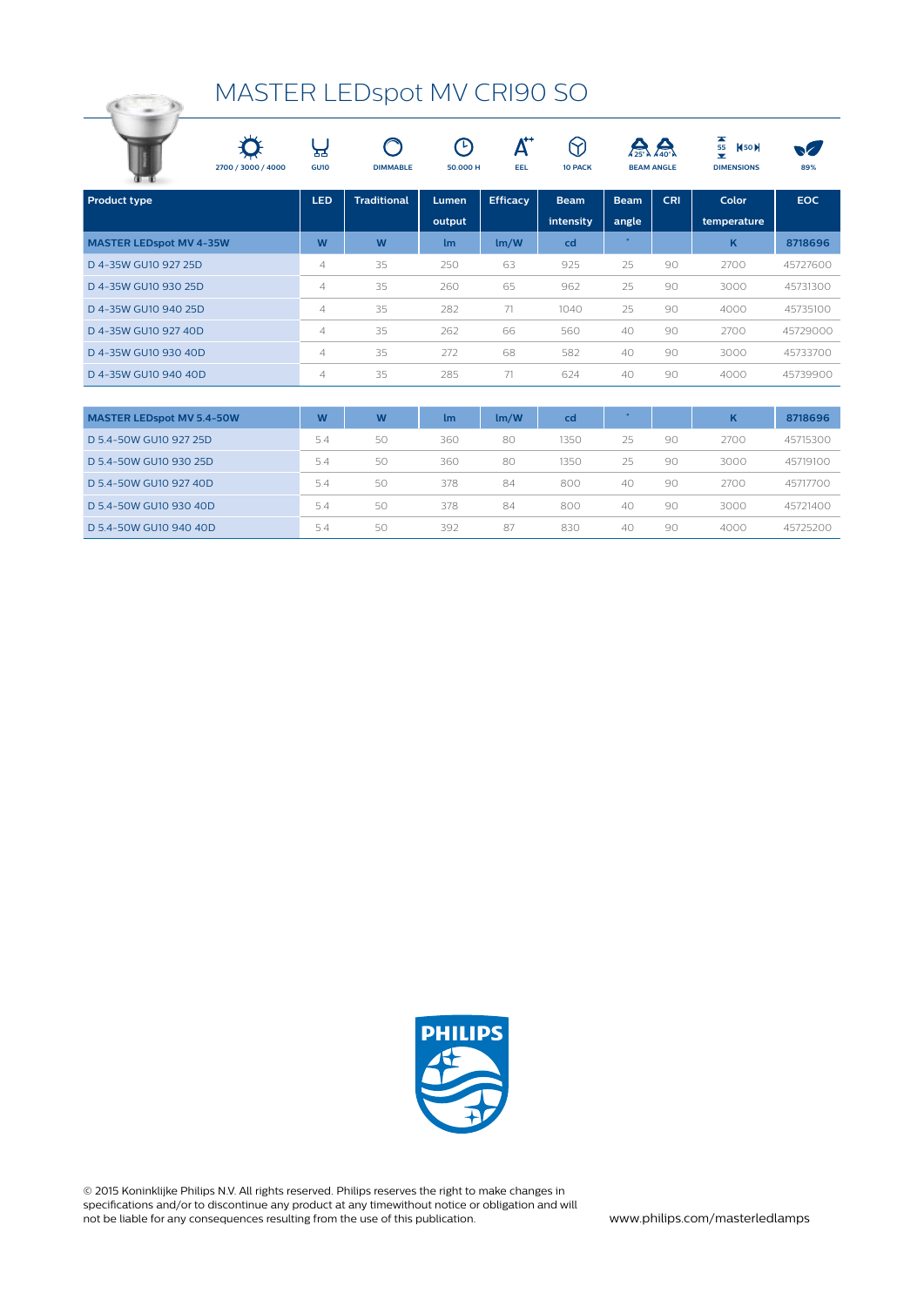# MASTER LEDspot MV CRI90 SO

2700 / 3000 / 4000 | GU10 | DIMMABLE | 50.000 H | EEL | 10 PACK | BEAM ANGLE 25° 40° | DIMENSIONS 55 50 | 89%

| Product type | LED | Traditional | Lumen output | Efficacy | Beam intensity | Beam angle | CRI | Color temperature | EOC |
|---|---|---|---|---|---|---|---|---|---|
| **MASTER LEDspot MV 4-35W** | **W** | **W** | **lm** | **lm/W** | **cd** | **°** | | **K** | **8718696** |
| D 4-35W GU10 927 25D | 4 | 35 | 250 | 63 | 925 | 25 | 90 | 2700 | 45727600 |
| D 4-35W GU10 930 25D | 4 | 35 | 260 | 65 | 962 | 25 | 90 | 3000 | 45731300 |
| D 4-35W GU10 940 25D | 4 | 35 | 282 | 71 | 1040 | 25 | 90 | 4000 | 45735100 |
| D 4-35W GU10 927 40D | 4 | 35 | 262 | 66 | 560 | 40 | 90 | 2700 | 45729000 |
| D 4-35W GU10 930 40D | 4 | 35 | 272 | 68 | 582 | 40 | 90 | 3000 | 45733700 |
| D 4-35W GU10 940 40D | 4 | 35 | 285 | 71 | 624 | 40 | 90 | 4000 | 45739900 |
| **MASTER LEDspot MV 5.4-50W** | **W** | **W** | **lm** | **lm/W** | **cd** | **°** | | **K** | **8718696** |
| D 5.4-50W GU10 927 25D | 5.4 | 50 | 360 | 80 | 1350 | 25 | 90 | 2700 | 45715300 |
| D 5.4-50W GU10 930 25D | 5.4 | 50 | 360 | 80 | 1350 | 25 | 90 | 3000 | 45719100 |
| D 5.4-50W GU10 927 40D | 5.4 | 50 | 378 | 84 | 800 | 40 | 90 | 2700 | 45717700 |
| D 5.4-50W GU10 930 40D | 5.4 | 50 | 378 | 84 | 800 | 40 | 90 | 3000 | 45721400 |
| D 5.4-50W GU10 940 40D | 5.4 | 50 | 392 | 87 | 830 | 40 | 90 | 4000 | 45725200 |

PHILIPS

© 2015 Koninklijke Philips N.V. All rights reserved. Philips reserves the right to make changes in specifications and/or to discontinue any product at any timewithout notice or obligation and will not be liable for any consequences resulting from the use of this publication.

www.philips.com/masterledlamps